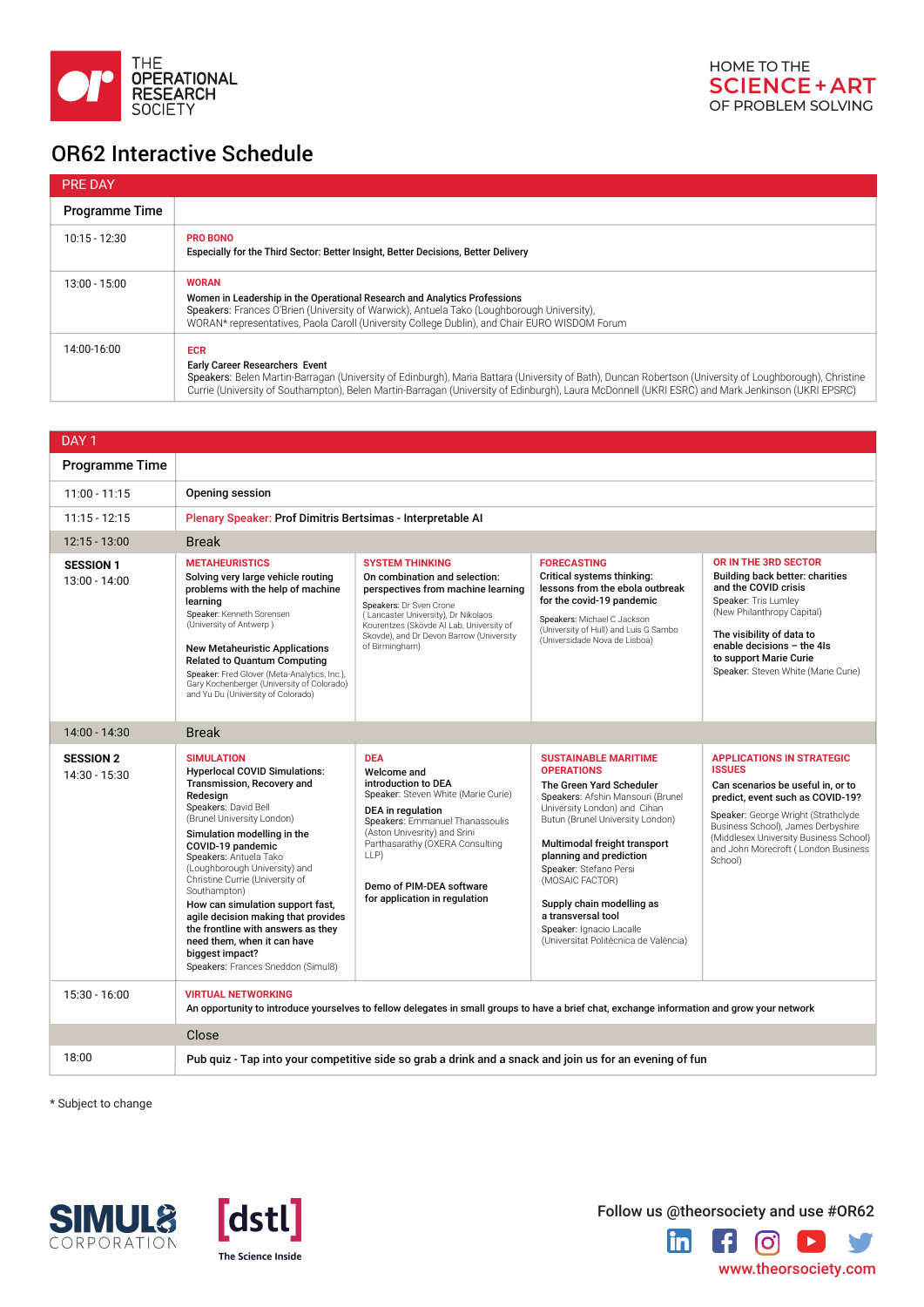THE OPERATIONAL RESEARCH SOCIETY

HOME TO THE SCIENCE + ART OF PROBLEM SOLVING

# OR62 Interactive Schedule

## PRE DAY

| Programme Time | |
|---|---|
| 10:15 - 12:30 | **PRO BONO**<br>**Especially for the Third Sector: Better Insight, Better Decisions, Better Delivery** |
| 13:00 - 15:00 | **WORAN**<br>**Women in Leadership in the Operational Research and Analytics Professions**<br>Speakers: Frances O'Brien (University of Warwick), Antuela Tako (Loughborough University), WORAN* representatives, Paola Caroll (University College Dublin), and Chair EURO WISDOM Forum |
| 14:00-16:00 | **ECR**<br>**Early Career Researchers Event**<br>Speakers: Belen Martin-Barragan (University of Edinburgh), Maria Battara (University of Bath), Duncan Robertson (University of Loughborough), Christine Currie (University of Southampton), Belen Martin-Barragan (University of Edinburgh), Laura McDonnell (UKRI ESRC) and Mark Jenkinson (UKRI EPSRC) |

## DAY 1

| Programme Time | | | | |
|---|---|---|---|---|
| 11:00 - 11:15 | Opening session | | | |
| 11:15 - 12:15 | Plenary Speaker: **Prof Dimitris Bertsimas - Interpretable AI** | | | |
| 12:15 - 13:00 | Break | | | |
| **SESSION 1**<br>13:00 - 14:00 | **METAHEURISTICS**<br>**Solving very large vehicle routing problems with the help of machine learning**<br>Speaker: Kenneth Sorensen (University of Antwerp )<br><br>**New Metaheuristic Applications Related to Quantum Computing**<br>Speaker: Fred Glover (Meta-Analytics, Inc.), Gary Kochenberger (University of Colorado) and Yu Du (University of Colorado) | **SYSTEM THINKING**<br>**On combination and selection: perspectives from machine learning**<br>Speakers: Dr Sven Crone ( Lancaster University), Dr Nikolaos Kourentzes (Skövde AI Lab, University of Skovde), and Dr Devon Barrow (University of Birmingham) | **FORECASTING**<br>**Critical systems thinking: lessons from the ebola outbreak for the covid-19 pandemic**<br>Speakers: Michael C Jackson (University of Hull) and Luis G Sambo (Universidade Nova de Lisboa) | **OR IN THE 3RD SECTOR**<br>**Building back better: charities and the COVID crisis**<br>Speaker: Tris Lumley (New Philanthropy Capital)<br><br>**The visibility of data to enable decisions – the 4Is to support Marie Curie**<br>Speaker: Steven White (Marie Curie) |
| 14:00 - 14:30 | Break | | | |
| **SESSION 2**<br>14:30 - 15:30 | **SIMULATION**<br>**Hyperlocal COVID Simulations: Transmission, Recovery and Redesign**<br>Speakers: David Bell (Brunel University London)<br>**Simulation modelling in the COVID-19 pandemic**<br>Speakers: Antuela Tako (Loughborough University) and Christine Currie (University of Southampton)<br>**How can simulation support fast, agile decision making that provides the frontline with answers as they need them, when it can have biggest impact?**<br>Speakers: Frances Sneddon (Simul8) | **DEA**<br>**Welcome and introduction to DEA**<br>Speaker: Steven White (Marie Curie)<br>**DEA in regulation**<br>Speakers: Emmanuel Thanassoulis (Aston University) and Srini Parthasarathy (OXERA Consulting LLP)<br><br>**Demo of PIM-DEA software for application in regulation** | **SUSTAINABLE MARITIME OPERATIONS**<br>**The Green Yard Scheduler**<br>Speakers: Afshin Mansouri (Brunel University London) and Cihan Butun (Brunel University London)<br><br>**Multimodal freight transport planning and prediction**<br>Speaker: Stefano Persi (MOSAIC FACTOR)<br><br>**Supply chain modelling as a transversal tool**<br>Speaker: Ignacio Lacalle (Universitat Politècnica de València) | **APPLICATIONS IN STRATEGIC ISSUES**<br>**Can scenarios be useful in, or to predict, event such as COVID-19?**<br>Speaker: George Wright (Strathclyde Business School), James Derbyshire (Middlesex University Business School) and John Morecroft ( London Business School) |
| 15:30 - 16:00 | **VIRTUAL NETWORKING**<br>**An opportunity to introduce yourselves to fellow delegates in small groups to have a brief chat, exchange information and grow your network** | | | |
| | Close | | | |
| 18:00 | **Pub quiz - Tap into your competitive side so grab a drink and a snack and join us for an evening of fun** | | | |

\* Subject to change

SIMUL8 CORPORATION

[dstl] The Science Inside

Follow us @theorsociety and use #OR62

www.theorsociety.com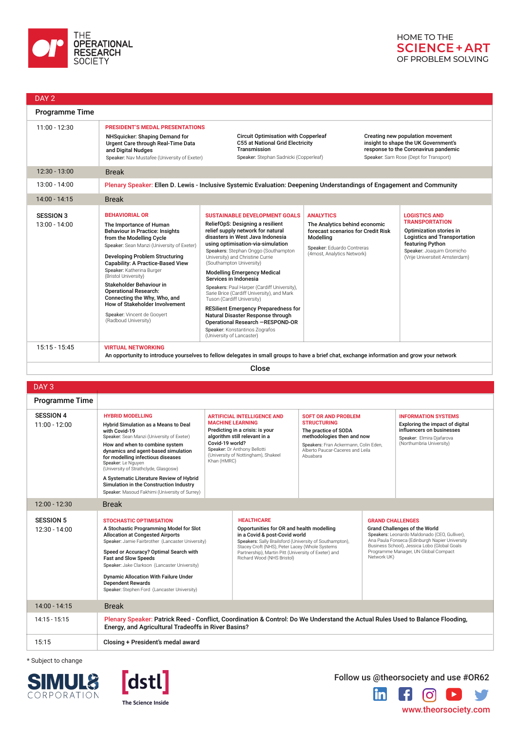THE OPERATIONAL RESEARCH SOCIETY

HOME TO THE **SCIENCE + ART** OF PROBLEM SOLVING

## DAY 2

### Programme Time

**11:00 - 12:30**

**PRESIDENT'S MEDAL PRESENTATIONS**

- **NHSquicker: Shaping Demand for Urgent Care through Real-Time Data and Digital Nudges**
  Speaker: Nav Mustafee (University of Exeter)
- **Circuit Optimisation with Copperleaf C55 at National Grid Electricity Transmission**
  Speaker: Stephan Sadnicki (Copperleaf)
- **Creating new population movement insight to shape the UK Government's response to the Coronavirus pandemic**
  Speaker: Sam Rose (Dept for Transport)

**12:30 - 13:00** Break

**13:00 - 14:00** Plenary Speaker: **Ellen D. Lewis - Inclusive Systemic Evaluation: Deepening Understandings of Engagement and Community**

**14:00 - 14:15** Break

**SESSION 3**
**13:00 - 14:00**

**BEHAVIOURAL OR**

- **The Importance of Human Behaviour in Practice: Insights from the Modelling Cycle**
  Speaker: Sean Manzi (University of Exeter)
- **Developing Problem Structuring Capability: A Practice-Based View**
  Speaker: Katherina Burger (Bristol University)
- **Stakeholder Behaviour in Operational Research: Connecting the Why, Who, and How of Stakeholder Involvement**
  Speaker: Vincent de Gooyert (Radboud University)

**SUSTAINABLE DEVELOPMENT GOALS**

- **ReliefOpS: Designing a resilient relief supply network for natural disasters in West Java Indonesia using optimisation-via-simulation**
  Speakers: Stephan Onggo (Southampton University) and Christine Currie (Southampton University)
- **Modelling Emergency Medical Services in Indonesia**
  Speakers: Paul Harper (Cardiff University), Sarie Brice (Cardiff University), and Mark Tuson (Cardiff University)
- **RESilient Emergency Preparedness for Natural Disaster Response through Operational Research —RESPOND-OR**
  Speaker: Konstantinos Zografos (University of Lancaster)

**ANALYTICS**

- **The Analytics behind economic forecast scenarios for Credit Risk Modelling**
  Speaker: Eduardo Contreras (4most, Analytics Network)

**LOGISTICS AND TRANSPORTATION**

- **Optimization stories in Logistics and Transportation featuring Python**
  Speaker: Joaquim Gromicho (Vrije Universiteit Amsterdam)

**15:15 - 15:45**

**VIRTUAL NETWORKING**
An opportunity to introduce yourselves to fellow delegates in small groups to have a brief chat, exchange information and grow your network

**Close**

## DAY 3

### Programme Time

**SESSION 4**
**11:00 - 12:00**

**HYBRID MODELLING**

- **Hybrid Simulation as a Means to Deal with Covid-19**
  Speaker: Sean Manzi (University of Exeter)
- **How and when to combine system dynamics and agent-based simulation for modelling infectious diseases**
  Speaker: Le Nguyen (University of Strathclyde, Glasgow)
- **A Systematic Literature Review of Hybrid Simulation in the Construction Industry**
  Speaker: Masoud Fakhimi (University of Surrey)

**ARTIFICIAL INTELLIGENCE AND MACHINE LEARNING**

- **Predicting in a crisis: is your algorithm still relevant in a Covid-19 world?**
  Speaker: Dr Anthony Bellotti (University of Nottingham), Shakeel Khan (HMRC)

**SOFT OR AND PROBLEM STRUCTURING**

- **The practice of SODA methodologies then and now**
  Speakers: Fran Ackermann, Colin Eden, Alberto Paucar-Caceres and Leila Abuabara

**INFORMATION SYSTEMS**

- **Exploring the impact of digital influencers on businesses**
  Speaker: Elmira Djafarova (Northumbria University)

**12:00 - 12:30** Break

**SESSION 5**
**12:30 - 14:00**

**STOCHASTIC OPTIMISATION**

- **A Stochastic Programming Model for Slot Allocation at Congested Airports**
  Speaker: Jamie Fairbrother (Lancaster University)
- **Speed or Accuracy? Optimal Search with Fast and Slow Speeds**
  Speaker: Jake Clarkson (Lancaster University)
- **Dynamic Allocation With Failure Under Dependent Rewards**
  Speaker: Stephen Ford (Lancaster University)

**HEALTHCARE**

- **Opportunities for OR and health modelling in a Covid & post-Covid world**
  Speakers: Sally Brailsford (University of Southampton), Stacey Croft (NHS), Peter Lacey (Whole Systems Partnership), Martin Pitt (University of Exeter) and Richard Wood (NHS Bristol)

**GRAND CHALLENGES**

- **Grand Challenges of the World**
  Speakers: Leonardo Maldonado (CEO, Gulliver), Ana Paula Fonseca (Edinburgh Napier University Business School), Jessica Lobo (Global Goals Programme Manager, UN Global Compact Network UK)

**14:00 - 14:15** Break

**14:15 - 15:15** Plenary Speaker: **Patrick Reed - Conflict, Coordination & Control: Do We Understand the Actual Rules Used to Balance Flooding, Energy, and Agricultural Tradeoffs in River Basins?**

**15:15** Closing + President's medal award

\* Subject to change

SIMUL8 CORPORATION

[dstl] The Science Inside

Follow us @theorsociety and use #OR62

www.theorsociety.com